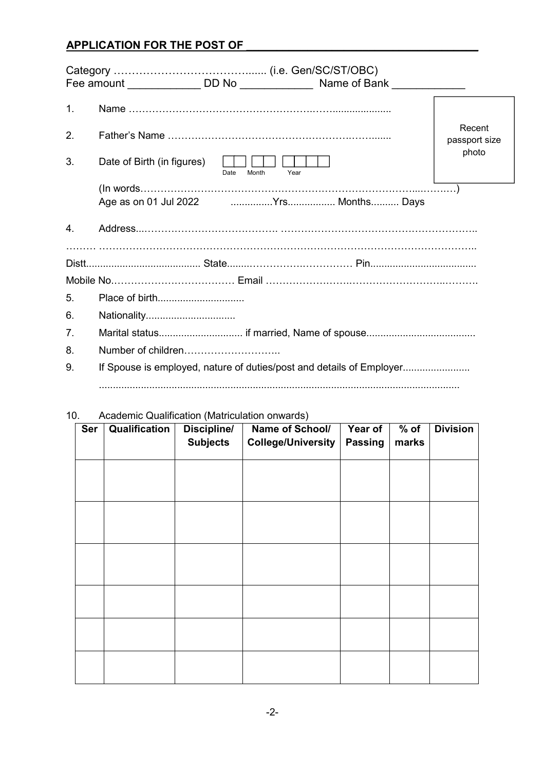## APPLICATION FOR THE POST OF ____________________________________

Category …………………………………....... (i.e. Gen/SC/ST/OBC)
Fee amount ____________ DD No ____________ Name of Bank ____________

Recent passport size photo

1. Name ……………………………………………………...................

2. Father's Name ………………………………………………………........

3. Date of Birth (in figures) [ | ] [ | ] [ | | | ]
   Date Month Year

   (In words……………………………………………………………………...………)
   Age as on 01 Jul 2022 ...............Yrs................. Months.......... Days

4. Address...…………………………………. ………………………………………………..

……… ………………………………………………………………………………………………..

Distt......................................... State........…………………………… Pin......................................

Mobile No.……………………………… Email ………………………………………………………….

5. Place of birth...............................

6. Nationality................................

7. Marital status.............................. if married, Name of spouse......................................

8. Number of children………………………..

9. If Spouse is employed, nature of duties/post and details of Employer........................
   ...............................................................................................................................

10. Academic Qualification (Matriculation onwards)

| Ser | Qualification | Discipline/ Subjects | Name of School/ College/University | Year of Passing | % of marks | Division |
|---|---|---|---|---|---|---|
| | | | | | | |
| | | | | | | |
| | | | | | | |
| | | | | | | |
| | | | | | | |
| | | | | | | |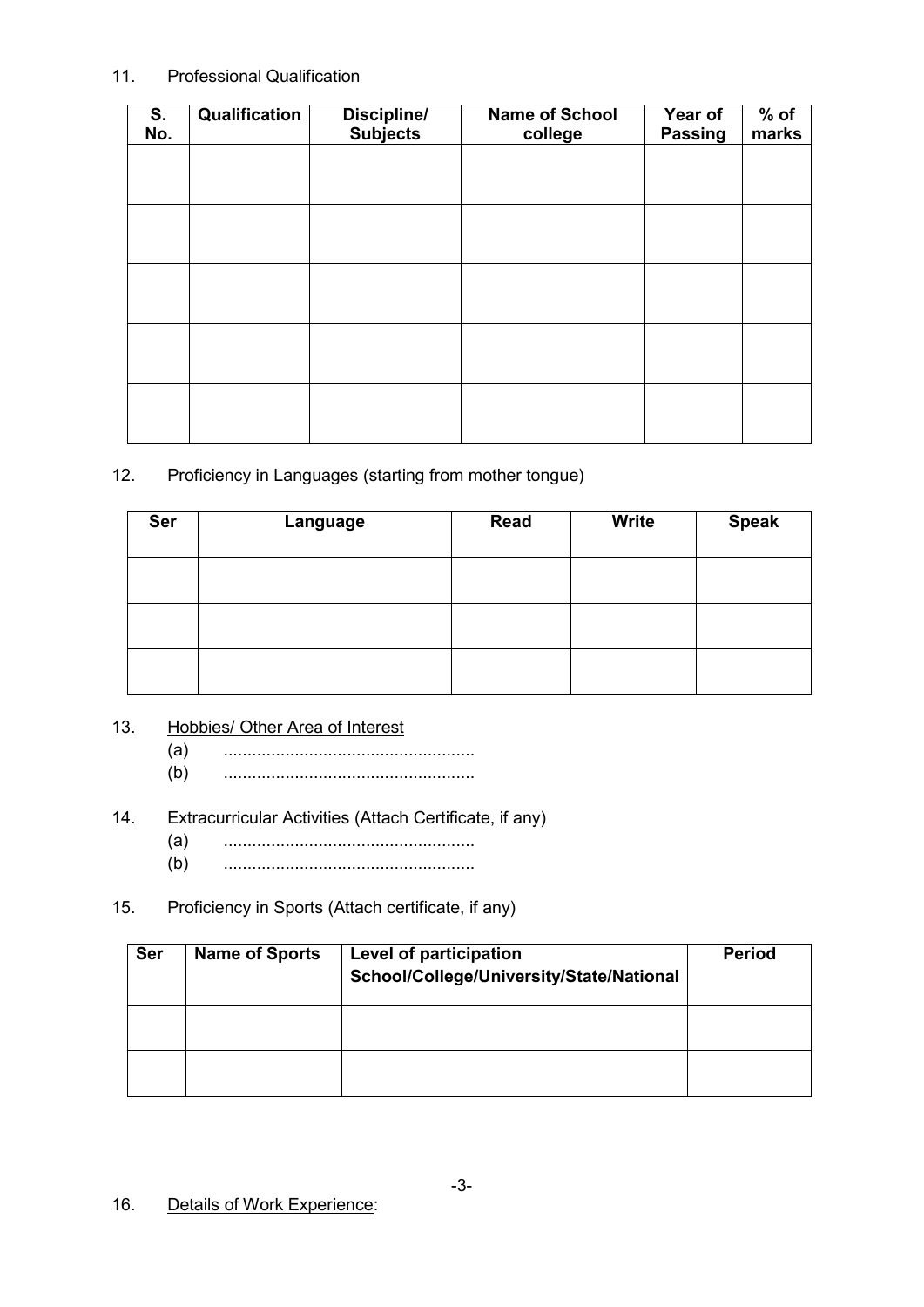11. Professional Qualification

| S. No. | Qualification | Discipline/ Subjects | Name of School college | Year of Passing | % of marks |
|---|---|---|---|---|---|
| | | | | | |
| | | | | | |
| | | | | | |
| | | | | | |
| | | | | | |

12. Proficiency in Languages (starting from mother tongue)

| Ser | Language | Read | Write | Speak |
|---|---|---|---|---|
| | | | | |
| | | | | |
| | | | | |

13. Hobbies/ Other Area of Interest

    (a) ....................................................

    (b) ....................................................

14. Extracurricular Activities (Attach Certificate, if any)

    (a) ....................................................

    (b) ....................................................

15. Proficiency in Sports (Attach certificate, if any)

| Ser | Name of Sports | Level of participation School/College/University/State/National | Period |
|---|---|---|---|
| | | | |
| | | | |

16. Details of Work Experience: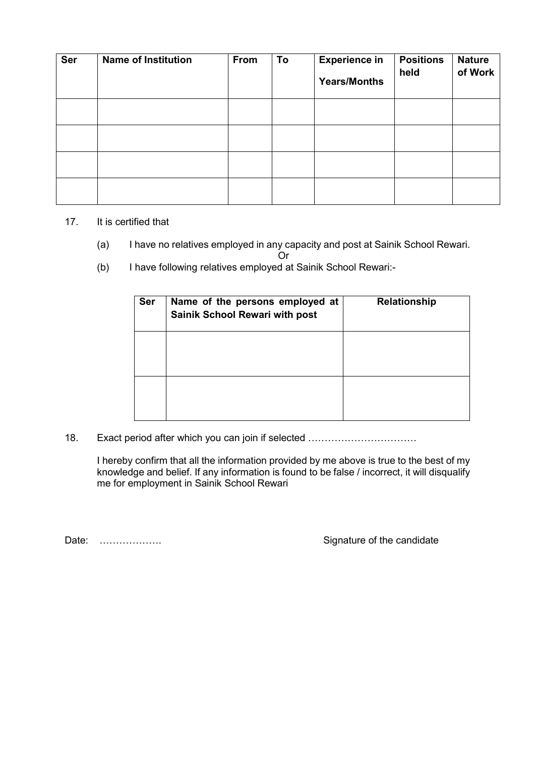| Ser | Name of Institution | From | To | Experience in Years/Months | Positions held | Nature of Work |
|---|---|---|---|---|---|---|
| | | | | | | |
| | | | | | | |
| | | | | | | |
| | | | | | | |

17. It is certified that

(a) I have no relatives employed in any capacity and post at Sainik School Rewari.

Or

(b) I have following relatives employed at Sainik School Rewari:-

| Ser | Name of the persons employed at Sainik School Rewari with post | Relationship |
|---|---|---|
| | | |
| | | |

18. Exact period after which you can join if selected ……………………………

I hereby confirm that all the information provided by me above is true to the best of my knowledge and belief. If any information is found to be false / incorrect, it will disqualify me for employment in Sainik School Rewari

Date: ……………….

Signature of the candidate